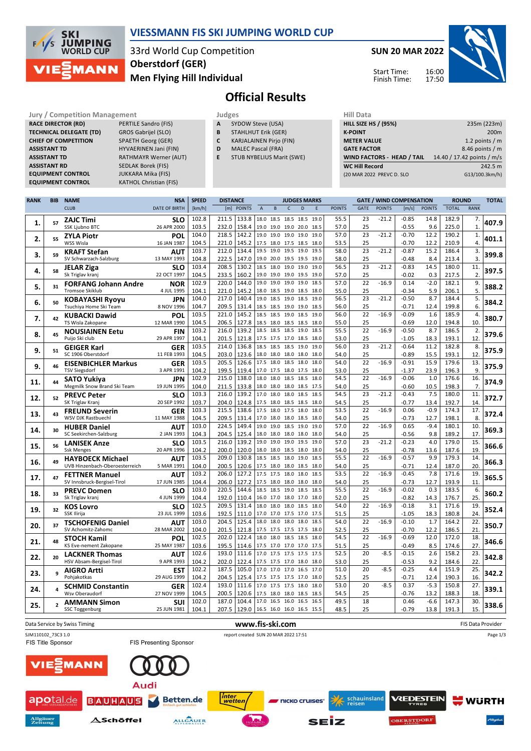# VIESSMANN FIS SKI JUMPING WORLD CUP

33rd World Cup Competition
Oberstdorf (GER)
Men Flying Hill Individual

SUN 20 MAR 2022

Start Time: 16:00
Finish Time: 17:50

## Official Results

| Jury / Competition Management | |
|---|---|
| RACE DIRECTOR (RD) | PERTILE Sandro (FIS) |
| TECHNICAL DELEGATE (TD) | GROS Gabrijel (SLO) |
| CHIEF OF COMPETITION | SPAETH Georg (GER) |
| ASSISTANT TD | HYVAERINEN Jani (FIN) |
| ASSISTANT TD | RATHMAYR Werner (AUT) |
| ASSISTANT RD | SEDLAK Borek (FIS) |
| EQUIPMENT CONTROL | JUKKARA Mika (FIS) |
| EQUIPMENT CONTROL | KATHOL Christian (FIS) |

| Judges | |
|---|---|
| A | SYDOW Steve (USA) |
| B | STAHLHUT Erik (GER) |
| C | KARJALAINEN Pirjo (FIN) |
| D | MALEC Pascal (FRA) |
| E | STUB NYBELIUS Marit (SWE) |

| Hill Data | |
|---|---|
| HILL SIZE HS / (95%) | 235m (223m) |
| K-POINT | 200m |
| METER VALUE | 1.2 points / m |
| GATE FACTOR | 8.46 points / m |
| WIND FACTORS - HEAD / TAIL | 14.40 / 17.42 points / m/s |
| WC Hill Record | 242.5 m |
| (20 MAR 2022 PREVC D. SLO | G13/100.3km/h) |

| RANK | BIB | NAME / CLUB | NSA / DATE OF BIRTH | SPEED [km/h] | DISTANCE [m] | DISTANCE POINTS | A | B | C | D | E | JUDGES POINTS | GATE | GATE POINTS | WIND [m/s] | WIND POINTS | ROUND TOTAL | ROUND RANK | TOTAL |
|---|---|---|---|---|---|---|---|---|---|---|---|---|---|---|---|---|---|---|---|
| 1. | 57 | ZAJC Timi | SLO | 102.8 | 211.5 | 133.8 | 18.0 | 18.5 | 18.5 | 18.5 | 19.0 | 55.5 | 23 | -21.2 | -0.85 | 14.8 | 182.9 | 7. | 407.9 |
| | | SSK Ljubno BTC | 26 APR 2000 | 103.5 | 232.0 | 158.4 | 19.0 | 19.0 | 19.0 | 20.0 | 18.5 | 57.0 | 25 | | -0.55 | 9.6 | 225.0 | 1. | |
| 2. | 55 | ZYLA Piotr | POL | 104.0 | 218.5 | 142.2 | 19.0 | 19.0 | 19.0 | 19.0 | 19.0 | 57.0 | 23 | -21.2 | -0.70 | 12.2 | 190.2 | 1. | 401.1 |
| | | WSS Wisla | 16 JAN 1987 | 104.5 | 221.0 | 145.2 | 17.5 | 18.0 | 17.5 | 18.5 | 18.0 | 53.5 | 25 | | -0.70 | 12.2 | 210.9 | 4. | |
| 3. | 59 | KRAFT Stefan | AUT | 103.7 | 212.0 | 134.4 | 19.5 | 19.0 | 19.5 | 19.0 | 19.5 | 58.0 | 23 | -21.2 | -0.87 | 15.2 | 186.4 | 3. | 399.8 |
| | | SV Schwarzach-Salzburg | 13 MAY 1993 | 104.8 | 222.5 | 147.0 | 19.0 | 20.0 | 19.5 | 19.5 | 19.0 | 58.0 | 25 | | -0.48 | 8.4 | 213.4 | 3. | |
| 4. | 58 | JELAR Ziga | SLO | 103.4 | 208.5 | 130.2 | 18.5 | 18.0 | 19.0 | 19.0 | 19.0 | 56.5 | 23 | -21.2 | -0.83 | 14.5 | 180.0 | 11. | 397.5 |
| | | Sk Triglav kranj | 22 OCT 1997 | 104.5 | 233.5 | 160.2 | 19.0 | 19.0 | 19.0 | 19.5 | 19.0 | 57.0 | 25 | | -0.02 | 0.3 | 217.5 | 2. | |
| 5. | 31 | FORFANG Johann Andre | NOR | 102.9 | 220.0 | 144.0 | 19.0 | 19.0 | 19.0 | 19.0 | 18.5 | 57.0 | 22 | -16.9 | 0.14 | -2.0 | 182.1 | 9. | 388.2 |
| | | Tromsoe Skiklub | 4 JUL 1995 | 104.1 | 221.0 | 145.2 | 18.0 | 18.5 | 19.0 | 18.5 | 18.0 | 55.0 | 25 | | -0.34 | 5.9 | 206.1 | 5. | |
| 6. | 50 | KOBAYASHI Ryoyu | JPN | 104.0 | 217.0 | 140.4 | 19.0 | 18.5 | 19.0 | 18.5 | 19.0 | 56.5 | 23 | -21.2 | -0.50 | 8.7 | 184.4 | 5. | 384.2 |
| | | Tsuchiya Home Ski Team | 8 NOV 1996 | 104.7 | 209.5 | 131.4 | 18.5 | 18.5 | 19.0 | 19.0 | 18.5 | 56.0 | 25 | | -0.71 | 12.4 | 199.8 | 6. | |
| 7. | 42 | KUBACKI Dawid | POL | 103.5 | 221.0 | 145.2 | 18.5 | 18.5 | 19.0 | 18.5 | 19.0 | 56.0 | 22 | -16.9 | -0.09 | 1.6 | 185.9 | 4. | 380.7 |
| | | TS Wisla Zakopane | 12 MAR 1990 | 104.5 | 206.5 | 127.8 | 18.5 | 18.0 | 18.5 | 18.5 | 18.0 | 55.0 | 25 | | -0.69 | 12.0 | 194.8 | 10. | |
| 8. | 45 | NOUSIAINEN Eetu | FIN | 103.2 | 216.0 | 139.2 | 18.5 | 18.5 | 18.5 | 19.0 | 18.5 | 55.5 | 22 | -16.9 | -0.50 | 8.7 | 186.5 | 2. | 379.6 |
| | | Puijo Ski club | 29 APR 1997 | 104.1 | 201.5 | 121.8 | 17.5 | 17.5 | 17.0 | 18.5 | 18.5 | 53.0 | 25 | | -1.05 | 18.3 | 193.1 | 12. | |
| 9. | 51 | GEIGER Karl | GER | 103.5 | 214.0 | 136.8 | 18.5 | 18.5 | 18.5 | 19.0 | 19.0 | 56.0 | 23 | -21.2 | -0.64 | 11.2 | 182.8 | 8. | 375.9 |
| | | SC 1906 Oberstdorf | 11 FEB 1993 | 104.5 | 203.0 | 123.6 | 18.0 | 18.0 | 18.0 | 18.0 | 18.0 | 54.0 | 25 | | -0.89 | 15.5 | 193.1 | 12. | |
| 9. | 46 | EISENBICHLER Markus | GER | 103.5 | 205.5 | 126.6 | 17.5 | 18.0 | 18.5 | 18.0 | 18.0 | 54.0 | 22 | -16.9 | -0.91 | 15.9 | 179.6 | 13. | 375.9 |
| | | TSV Siegsdorf | 3 APR 1991 | 104.2 | 199.5 | 119.4 | 17.0 | 17.5 | 18.0 | 17.5 | 18.0 | 53.0 | 25 | | -1.37 | 23.9 | 196.3 | 9. | |
| 11. | 44 | SATO Yukiya | JPN | 102.9 | 215.0 | 138.0 | 18.0 | 18.0 | 18.5 | 18.5 | 18.0 | 54.5 | 22 | -16.9 | -0.06 | 1.0 | 176.6 | 16. | 374.9 |
| | | Megmilk Snow Brand Ski Team | 19 JUN 1995 | 104.0 | 211.5 | 133.8 | 18.0 | 18.0 | 18.0 | 18.5 | 17.5 | 54.0 | 25 | | -0.60 | 10.5 | 198.3 | 7. | |
| 12. | 52 | PREVC Peter | SLO | 103.3 | 216.0 | 139.2 | 17.0 | 18.0 | 18.0 | 18.0 | 18.5 | 54.5 | 23 | -21.2 | -0.43 | 7.5 | 180.0 | 11. | 372.7 |
| | | SK Triglav Kranj | 20 SEP 1992 | 103.7 | 204.0 | 124.8 | 17.5 | 18.0 | 18.5 | 18.5 | 18.0 | 54.5 | 25 | | -0.77 | 13.4 | 192.7 | 14. | |
| 13. | 43 | FREUND Severin | GER | 103.3 | 215.5 | 138.6 | 17.5 | 18.0 | 17.5 | 18.0 | 18.0 | 53.5 | 22 | -16.9 | 0.06 | -0.9 | 174.3 | 17. | 372.4 |
| | | WSV DJK Rastbuechl | 11 MAY 1988 | 104.5 | 209.5 | 131.4 | 17.0 | 18.0 | 18.0 | 18.5 | 18.0 | 54.0 | 25 | | -0.73 | 12.7 | 198.1 | 8. | |
| 14. | 30 | HUBER Daniel | AUT | 103.0 | 224.5 | 149.4 | 19.0 | 19.0 | 18.5 | 19.0 | 19.0 | 57.0 | 22 | -16.9 | 0.65 | -9.4 | 180.1 | 10. | 369.3 |
| | | SC Seekirchen-Salzburg | 2 JAN 1993 | 104.3 | 204.5 | 125.4 | 18.0 | 18.0 | 18.0 | 18.0 | 18.0 | 54.0 | 25 | | -0.56 | 9.8 | 189.2 | 17. | |
| 15. | 56 | LANISEK Anze | SLO | 103.5 | 216.0 | 139.2 | 19.0 | 19.0 | 19.0 | 19.5 | 19.0 | 57.0 | 23 | -21.2 | -0.23 | 4.0 | 179.0 | 15. | 366.6 |
| | | Ssk Menges | 20 APR 1996 | 104.2 | 200.0 | 120.0 | 18.0 | 18.0 | 18.5 | 18.0 | 18.0 | 54.0 | 25 | | -0.78 | 13.6 | 187.6 | 19. | |
| 16. | 49 | HAYBOECK Michael | AUT | 103.5 | 209.0 | 130.8 | 18.5 | 18.5 | 18.0 | 19.0 | 18.5 | 55.5 | 22 | -16.9 | -0.57 | 9.9 | 179.3 | 14. | 366.3 |
| | | UVB Hinzenbach-Oberoesterreich | 5 MAR 1991 | 104.0 | 200.5 | 120.6 | 17.5 | 18.0 | 18.0 | 18.0 | 18.0 | 54.0 | 25 | | -0.71 | 12.4 | 187.0 | 20. | |
| 17. | 47 | FETTNER Manuel | AUT | 103.2 | 206.0 | 127.2 | 17.5 | 17.5 | 18.0 | 18.0 | 18.5 | 53.5 | 22 | -16.9 | -0.45 | 7.8 | 171.6 | 19. | 365.5 |
| | | SV Innsbruck-Bergisel-Tirol | 17 JUN 1985 | 104.4 | 206.0 | 127.2 | 17.5 | 18.0 | 18.0 | 18.0 | 18.0 | 54.0 | 25 | | -0.73 | 12.7 | 193.9 | 11. | |
| 18. | 33 | PREVC Domen | SLO | 103.0 | 220.5 | 144.6 | 18.5 | 18.5 | 19.0 | 18.5 | 18.5 | 55.5 | 22 | -16.9 | -0.02 | 0.3 | 183.5 | 6. | 360.2 |
| | | Sk Triglav kranj | 4 JUN 1999 | 104.4 | 192.0 | 110.4 | 16.0 | 17.0 | 18.0 | 17.0 | 18.0 | 52.0 | 25 | | -0.82 | 14.3 | 176.7 | 25. | |
| 19. | 32 | KOS Lovro | SLO | 102.5 | 209.5 | 131.4 | 18.0 | 18.0 | 18.0 | 18.5 | 18.0 | 54.0 | 22 | -16.9 | -0.18 | 3.1 | 171.6 | 19. | 352.4 |
| | | SSK Ilirija | 23 JUL 1999 | 103.6 | 192.5 | 111.0 | 17.0 | 17.0 | 17.5 | 17.0 | 17.5 | 51.5 | 25 | | -1.05 | 18.3 | 180.8 | 24. | |
| 20. | 37 | TSCHOFENIG Daniel | AUT | 103.0 | 204.5 | 125.4 | 18.0 | 18.0 | 18.0 | 18.0 | 18.0 | 54.0 | 22 | -16.9 | -0.10 | 1.7 | 164.2 | 22. | 350.7 |
| | | SV Achomitz-Zahomc | 28 MAR 2002 | 104.0 | 201.5 | 121.8 | 17.5 | 17.5 | 17.5 | 17.5 | 18.0 | 52.5 | 25 | | -0.70 | 12.2 | 186.5 | 21. | |
| 21. | 48 | STOCH Kamil | POL | 102.5 | 202.0 | 122.4 | 18.0 | 18.0 | 18.5 | 18.5 | 18.0 | 54.5 | 22 | -16.9 | -0.69 | 12.0 | 172.0 | 18. | 346.6 |
| | | KS Eve-nement Zakopane | 25 MAY 1987 | 103.6 | 195.5 | 114.6 | 17.5 | 17.0 | 17.0 | 17.0 | 17.5 | 51.5 | 25 | | -0.49 | 8.5 | 174.6 | 27. | |
| 22. | 20 | LACKNER Thomas | AUT | 102.6 | 193.0 | 111.6 | 17.0 | 17.5 | 17.5 | 17.5 | 17.5 | 52.5 | 20 | -8.5 | -0.15 | 2.6 | 158.2 | 23. | 342.8 |
| | | HSV Absam-Bergisel-Tirol | 9 APR 1993 | 104.2 | 202.0 | 122.4 | 17.5 | 17.5 | 17.0 | 18.0 | 18.0 | 53.0 | 25 | | -0.53 | 9.2 | 184.6 | 22. | |
| 23. | 9 | AIGRO Artti | EST | 102.2 | 187.5 | 105.0 | 17.0 | 17.0 | 17.0 | 16.5 | 17.0 | 51.0 | 20 | -8.5 | -0.25 | 4.4 | 151.9 | 25. | 342.2 |
| | | Pohjakotkas | 29 AUG 1999 | 104.2 | 204.5 | 125.4 | 17.5 | 17.5 | 17.5 | 17.0 | 18.0 | 52.5 | 25 | | -0.71 | 12.4 | 190.3 | 16. | |
| 24. | 4 | SCHMID Constantin | GER | 102.4 | 193.0 | 111.6 | 17.0 | 17.5 | 17.5 | 18.0 | 18.0 | 53.0 | 20 | -8.5 | 0.37 | -5.3 | 150.8 | 27. | 339.1 |
| | | Wsv Oberaudorf | 27 NOV 1999 | 104.5 | 200.5 | 120.6 | 17.5 | 18.0 | 18.0 | 18.5 | 18.5 | 54.5 | 25 | | -0.76 | 13.2 | 188.3 | 18. | |
| 25. | 2 | AMMANN Simon | SUI | 102.0 | 187.0 | 104.4 | 17.0 | 16.5 | 16.0 | 16.5 | 16.5 | 49.5 | 18 | | 0.46 | -6.6 | 147.3 | 30. | 338.6 |
| | | SSC Toggenburg | 25 JUN 1981 | 104.1 | 207.5 | 129.0 | 16.5 | 16.0 | 16.0 | 16.5 | 15.5 | 48.5 | 25 | | -0.79 | 13.8 | 191.3 | 15. | |

Data Service by Swiss Timing — www.fis-ski.com — FIS Data Provider

SJM110102_73C3 1.0 — report created SUN 20 MAR 2022 17:51

FIS Title Sponsor: VIESSMANN — FIS Presenting Sponsor: Audi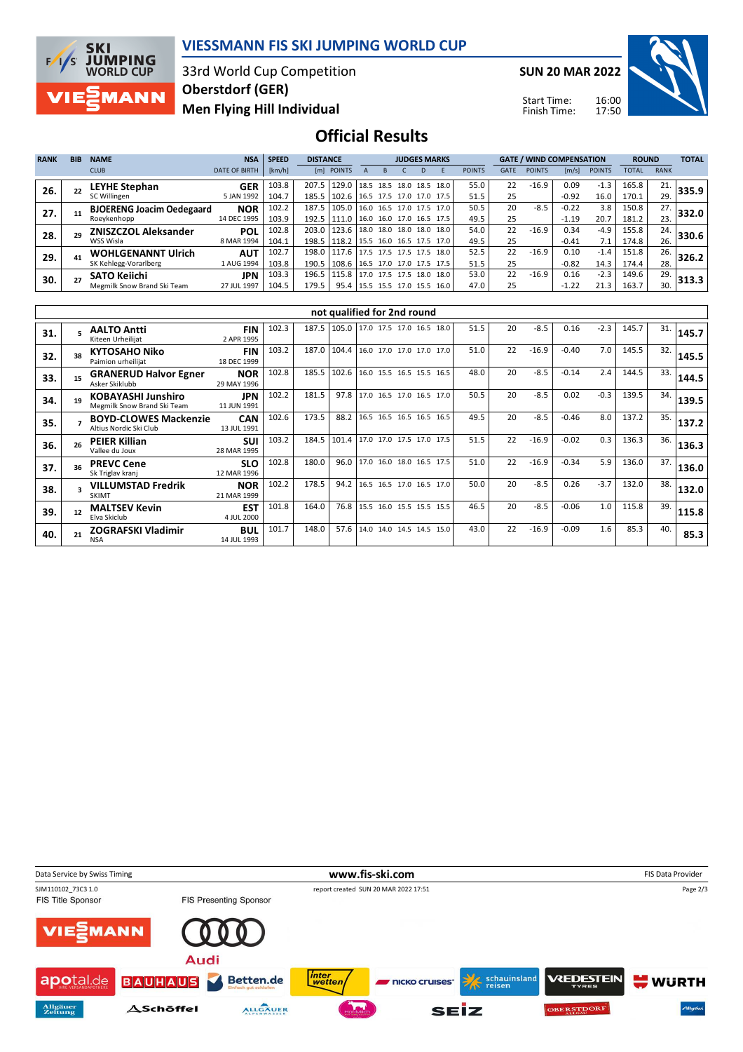# VIESSMANN FIS SKI JUMPING WORLD CUP

33rd World Cup Competition
Oberstdorf (GER)
Men Flying Hill Individual

SUN 20 MAR 2022

Start Time: 16:00
Finish Time: 17:50

## Official Results

| RANK | BIB | NAME / CLUB | NSA / DATE OF BIRTH | SPEED [km/h] | DISTANCE [m] | DISTANCE POINTS | A | B | C | D | E | JUDGES POINTS | GATE | GATE POINTS | WIND [m/s] | WIND POINTS | ROUND TOTAL | ROUND RANK | TOTAL |
|---|---|---|---|---|---|---|---|---|---|---|---|---|---|---|---|---|---|---|---|
| 26. | 22 | LEYHE Stephan / SC Willingen | GER / 5 JAN 1992 | 103.8 | 207.5 | 129.0 | 18.5 | 18.5 | 18.0 | 18.5 | 18.0 | 55.0 | 22 | -16.9 | 0.09 | -1.3 | 165.8 | 21. | 335.9 |
| | | | | 104.7 | 185.5 | 102.6 | 16.5 | 17.5 | 17.0 | 17.0 | 17.5 | 51.5 | 25 | | -0.92 | 16.0 | 170.1 | 29. | |
| 27. | 11 | BJOERENG Joacim Oedegaard / Roeykenhopp | NOR / 14 DEC 1995 | 102.2 | 187.5 | 105.0 | 16.0 | 16.5 | 17.0 | 17.5 | 17.0 | 50.5 | 20 | -8.5 | -0.22 | 3.8 | 150.8 | 27. | 332.0 |
| | | | | 103.9 | 192.5 | 111.0 | 16.0 | 16.0 | 17.0 | 16.5 | 17.5 | 49.5 | 25 | | -1.19 | 20.7 | 181.2 | 23. | |
| 28. | 29 | ZNISZCZOL Aleksander / WSS Wisla | POL / 8 MAR 1994 | 102.8 | 203.0 | 123.6 | 18.0 | 18.0 | 18.0 | 18.0 | 18.0 | 54.0 | 22 | -16.9 | 0.34 | -4.9 | 155.8 | 24. | 330.6 |
| | | | | 104.1 | 198.5 | 118.2 | 15.5 | 16.0 | 16.5 | 17.5 | 17.0 | 49.5 | 25 | | -0.41 | 7.1 | 174.8 | 26. | |
| 29. | 41 | WOHLGENANNT Ulrich / SK Kehlegg-Vorarlberg | AUT / 1 AUG 1994 | 102.7 | 198.0 | 117.6 | 17.5 | 17.5 | 17.5 | 17.5 | 18.0 | 52.5 | 22 | -16.9 | 0.10 | -1.4 | 151.8 | 26. | 326.2 |
| | | | | 103.8 | 190.5 | 108.6 | 16.5 | 17.0 | 17.0 | 17.5 | 17.5 | 51.5 | 25 | | -0.82 | 14.3 | 174.4 | 28. | |
| 30. | 27 | SATO Keiichi / Megmilk Snow Brand Ski Team | JPN / 27 JUL 1997 | 103.3 | 196.5 | 115.8 | 17.0 | 17.5 | 17.5 | 18.0 | 18.0 | 53.0 | 22 | -16.9 | 0.16 | -2.3 | 149.6 | 29. | 313.3 |
| | | | | 104.5 | 179.5 | 95.4 | 15.5 | 15.5 | 17.0 | 15.5 | 16.0 | 47.0 | 25 | | -1.22 | 21.3 | 163.7 | 30. | |

### not qualified for 2nd round

| RANK | BIB | NAME / CLUB | NSA / DATE OF BIRTH | SPEED [km/h] | DISTANCE [m] | DISTANCE POINTS | A | B | C | D | E | JUDGES POINTS | GATE | GATE POINTS | WIND [m/s] | WIND POINTS | ROUND TOTAL | ROUND RANK | TOTAL |
|---|---|---|---|---|---|---|---|---|---|---|---|---|---|---|---|---|---|---|---|
| 31. | 5 | AALTO Antti / Kiteen Urheilijat | FIN / 2 APR 1995 | 102.3 | 187.5 | 105.0 | 17.0 | 17.5 | 17.0 | 16.5 | 18.0 | 51.5 | 20 | -8.5 | 0.16 | -2.3 | 145.7 | 31. | 145.7 |
| 32. | 38 | KYTOSAHO Niko / Paimion urheilijat | FIN / 18 DEC 1999 | 103.2 | 187.0 | 104.4 | 16.0 | 17.0 | 17.0 | 17.0 | 17.0 | 51.0 | 22 | -16.9 | -0.40 | 7.0 | 145.5 | 32. | 145.5 |
| 33. | 15 | GRANERUD Halvor Egner / Asker Skiklubb | NOR / 29 MAY 1996 | 102.8 | 185.5 | 102.6 | 16.0 | 15.5 | 16.5 | 15.5 | 16.5 | 48.0 | 20 | -8.5 | -0.14 | 2.4 | 144.5 | 33. | 144.5 |
| 34. | 19 | KOBAYASHI Junshiro / Megmilk Snow Brand Ski Team | JPN / 11 JUN 1991 | 102.2 | 181.5 | 97.8 | 17.0 | 16.5 | 17.0 | 16.5 | 17.0 | 50.5 | 20 | -8.5 | 0.02 | -0.3 | 139.5 | 34. | 139.5 |
| 35. | 7 | BOYD-CLOWES Mackenzie / Altius Nordic Ski Club | CAN / 13 JUL 1991 | 102.6 | 173.5 | 88.2 | 16.5 | 16.5 | 16.5 | 16.5 | 16.5 | 49.5 | 20 | -8.5 | -0.46 | 8.0 | 137.2 | 35. | 137.2 |
| 36. | 26 | PEIER Killian / Vallee du Joux | SUI / 28 MAR 1995 | 103.2 | 184.5 | 101.4 | 17.0 | 17.0 | 17.5 | 17.0 | 17.5 | 51.5 | 22 | -16.9 | -0.02 | 0.3 | 136.3 | 36. | 136.3 |
| 37. | 36 | PREVC Cene / Sk Triglav kranj | SLO / 12 MAR 1996 | 102.8 | 180.0 | 96.0 | 17.0 | 16.0 | 18.0 | 16.5 | 17.5 | 51.0 | 22 | -16.9 | -0.34 | 5.9 | 136.0 | 37. | 136.0 |
| 38. | 3 | VILLUMSTAD Fredrik / SKIMT | NOR / 21 MAR 1999 | 102.2 | 178.5 | 94.2 | 16.5 | 16.5 | 17.0 | 16.5 | 17.0 | 50.0 | 20 | -8.5 | 0.26 | -3.7 | 132.0 | 38. | 132.0 |
| 39. | 12 | MALTSEV Kevin / Elva Skiclub | EST / 4 JUL 2000 | 101.8 | 164.0 | 76.8 | 15.5 | 16.0 | 15.5 | 15.5 | 15.5 | 46.5 | 20 | -8.5 | -0.06 | 1.0 | 115.8 | 39. | 115.8 |
| 40. | 21 | ZOGRAFSKI Vladimir / NSA | BUL / 14 JUL 1993 | 101.7 | 148.0 | 57.6 | 14.0 | 14.0 | 14.5 | 14.5 | 15.0 | 43.0 | 22 | -16.9 | -0.09 | 1.6 | 85.3 | 40. | 85.3 |

Data Service by Swiss Timing — www.fis-ski.com — FIS Data Provider

SJM110102_73C3 1.0 — report created SUN 20 MAR 2022 17:51

FIS Title Sponsor: VIESSMANN — FIS Presenting Sponsor: Audi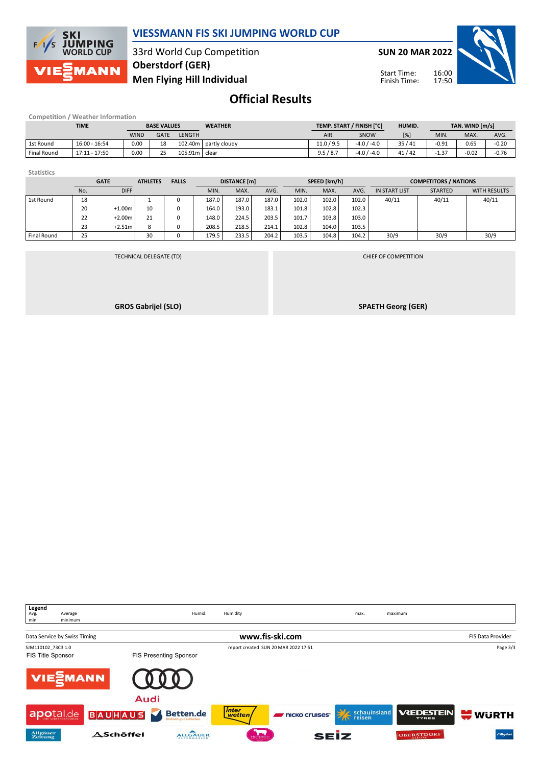# VIESSMANN FIS SKI JUMPING WORLD CUP

33rd World Cup Competition
**Oberstdorf (GER)**
**Men Flying Hill Individual**

**SUN 20 MAR 2022**

Start Time: 16:00
Finish Time: 17:50

## Official Results

### Competition / Weather Information

| | TIME | BASE VALUES | | | WEATHER | TEMP. START / FINISH [°C] | | HUMID. | TAN. WIND [m/s] | | |
|---|---|---|---|---|---|---|---|---|---|---|---|
| | | WIND | GATE | LENGTH | | AIR | SNOW | [%] | MIN. | MAX. | AVG. |
| 1st Round | 16:00 - 16:54 | 0.00 | 18 | 102.40m | partly cloudy | 11.0 / 9.5 | -4.0 / -4.0 | 35 / 41 | -0.91 | 0.65 | -0.20 |
| Final Round | 17:11 - 17:50 | 0.00 | 25 | 105.91m | clear | 9.5 / 8.7 | -4.0 / -4.0 | 41 / 42 | -1.37 | -0.02 | -0.76 |

### Statistics

| | GATE | | ATHLETES | FALLS | DISTANCE [m] | | | SPEED [km/h] | | | COMPETITORS / NATIONS | | |
|---|---|---|---|---|---|---|---|---|---|---|---|---|---|
| | No. | DIFF | | | MIN. | MAX. | AVG. | MIN. | MAX. | AVG. | IN START LIST | STARTED | WITH RESULTS |
| 1st Round | 18 | | 1 | 0 | 187.0 | 187.0 | 187.0 | 102.0 | 102.0 | 102.0 | 40/11 | 40/11 | 40/11 |
| | 20 | +1.00m | 10 | 0 | 164.0 | 193.0 | 183.1 | 101.8 | 102.8 | 102.3 | | | |
| | 22 | +2.00m | 21 | 0 | 148.0 | 224.5 | 203.5 | 101.7 | 103.8 | 103.0 | | | |
| | 23 | +2.51m | 8 | 0 | 208.5 | 218.5 | 214.1 | 102.8 | 104.0 | 103.5 | | | |
| Final Round | 25 | | 30 | 0 | 179.5 | 233.5 | 204.2 | 103.5 | 104.8 | 104.2 | 30/9 | 30/9 | 30/9 |

TECHNICAL DELEGATE (TD)

**GROS Gabrijel (SLO)**

CHIEF OF COMPETITION

**SPAETH Georg (GER)**

**Legend**
Avg. Average
min. minimum
Humid. Humidity
max. maximum

Data Service by Swiss Timing
www.fis-ski.com
FIS Data Provider
SJM110102_73C3 1.0
report created SUN 20 MAR 2022 17:51

FIS Title Sponsor
FIS Presenting Sponsor